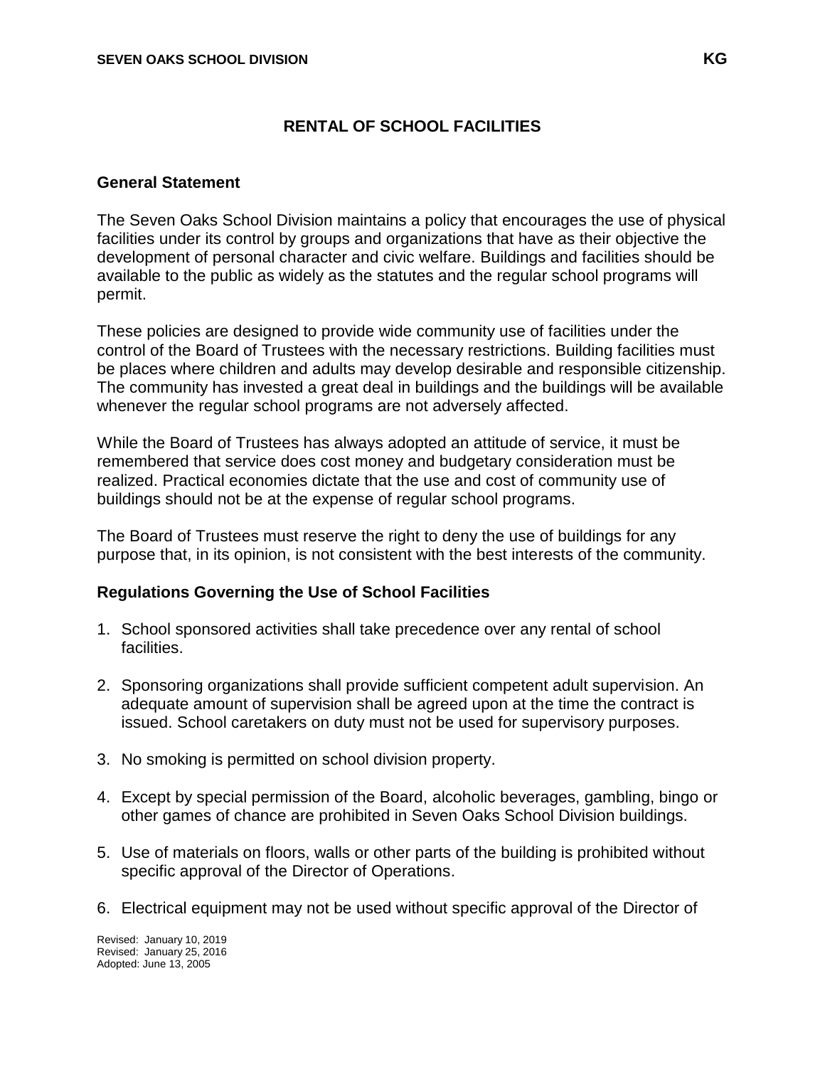# RENTAL OF SCHOOL FACILITIES

## General Statement

The Seven Oaks School Division maintains a policy that encourages the use of physical facilities under its control by groups and organizations that have as their objective the development of personal character and civic welfare. Buildings and facilities should be available to the public as widely as the statutes and the regular school programs will permit.

These policies are designed to provide wide community use of facilities under the control of the Board of Trustees with the necessary restrictions. Building facilities must be places where children and adults may develop desirable and responsible citizenship. The community has invested a great deal in buildings and the buildings will be available whenever the regular school programs are not adversely affected.

While the Board of Trustees has always adopted an attitude of service, it must be remembered that service does cost money and budgetary consideration must be realized. Practical economies dictate that the use and cost of community use of buildings should not be at the expense of regular school programs.

The Board of Trustees must reserve the right to deny the use of buildings for any purpose that, in its opinion, is not consistent with the best interests of the community.

## Regulations Governing the Use of School Facilities

1. School sponsored activities shall take precedence over any rental of school facilities.

2. Sponsoring organizations shall provide sufficient competent adult supervision. An adequate amount of supervision shall be agreed upon at the time the contract is issued. School caretakers on duty must not be used for supervisory purposes.

3. No smoking is permitted on school division property.

4. Except by special permission of the Board, alcoholic beverages, gambling, bingo or other games of chance are prohibited in Seven Oaks School Division buildings.

5. Use of materials on floors, walls or other parts of the building is prohibited without specific approval of the Director of Operations.

6. Electrical equipment may not be used without specific approval of the Director of

Revised: January 10, 2019
Revised: January 25, 2016
Adopted: June 13, 2005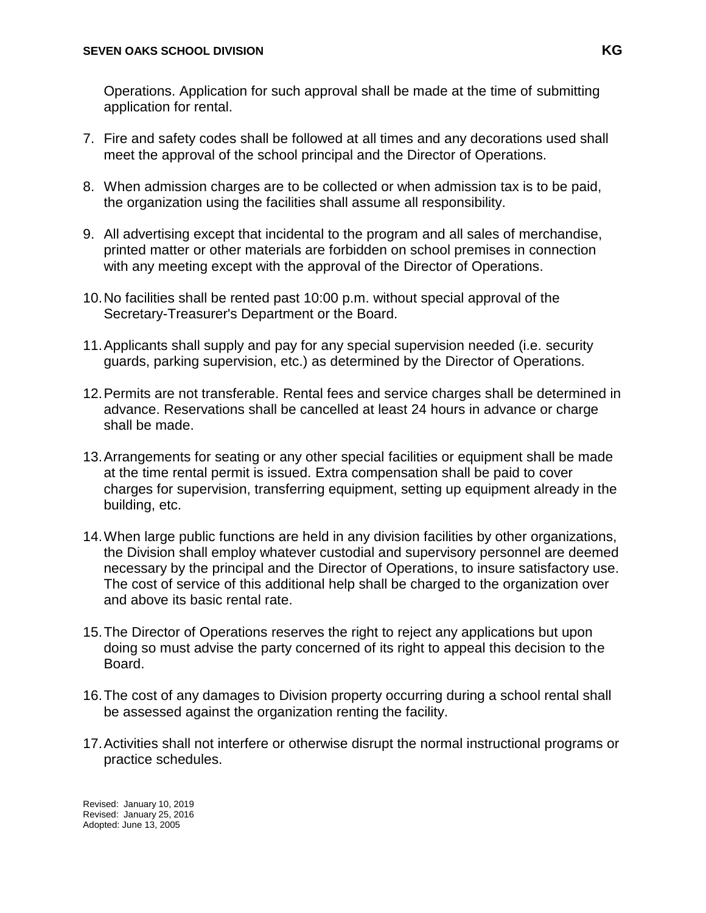Operations. Application for such approval shall be made at the time of submitting application for rental.

7. Fire and safety codes shall be followed at all times and any decorations used shall meet the approval of the school principal and the Director of Operations.

8. When admission charges are to be collected or when admission tax is to be paid, the organization using the facilities shall assume all responsibility.

9. All advertising except that incidental to the program and all sales of merchandise, printed matter or other materials are forbidden on school premises in connection with any meeting except with the approval of the Director of Operations.

10. No facilities shall be rented past 10:00 p.m. without special approval of the Secretary-Treasurer's Department or the Board.

11. Applicants shall supply and pay for any special supervision needed (i.e. security guards, parking supervision, etc.) as determined by the Director of Operations.

12. Permits are not transferable. Rental fees and service charges shall be determined in advance. Reservations shall be cancelled at least 24 hours in advance or charge shall be made.

13. Arrangements for seating or any other special facilities or equipment shall be made at the time rental permit is issued. Extra compensation shall be paid to cover charges for supervision, transferring equipment, setting up equipment already in the building, etc.

14. When large public functions are held in any division facilities by other organizations, the Division shall employ whatever custodial and supervisory personnel are deemed necessary by the principal and the Director of Operations, to insure satisfactory use. The cost of service of this additional help shall be charged to the organization over and above its basic rental rate.

15. The Director of Operations reserves the right to reject any applications but upon doing so must advise the party concerned of its right to appeal this decision to the Board.

16. The cost of any damages to Division property occurring during a school rental shall be assessed against the organization renting the facility.

17. Activities shall not interfere or otherwise disrupt the normal instructional programs or practice schedules.

Revised: January 10, 2019
Revised: January 25, 2016
Adopted: June 13, 2005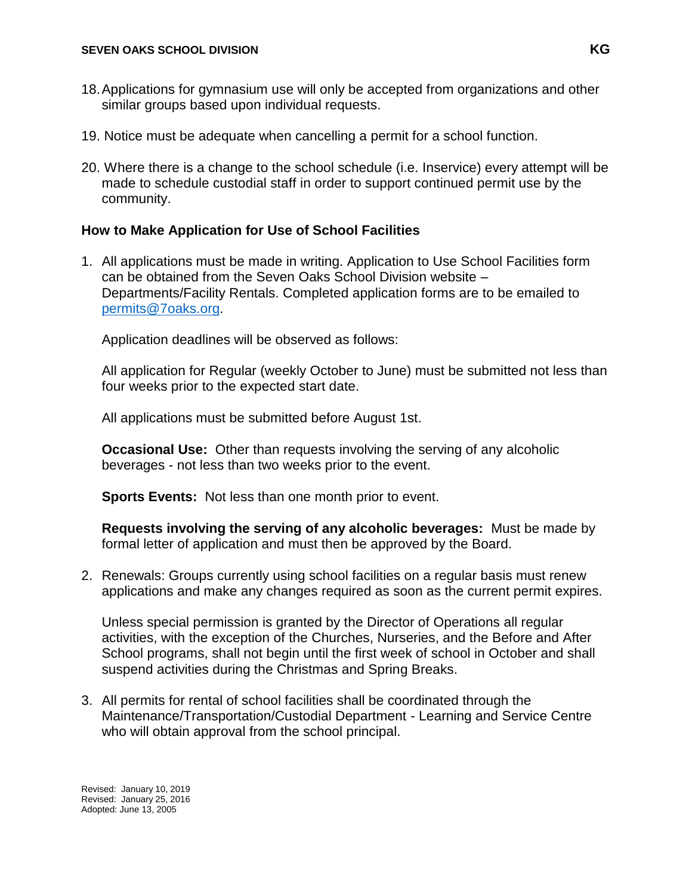18. Applications for gymnasium use will only be accepted from organizations and other similar groups based upon individual requests.

19. Notice must be adequate when cancelling a permit for a school function.

20. Where there is a change to the school schedule (i.e. Inservice) every attempt will be made to schedule custodial staff in order to support continued permit use by the community.

### How to Make Application for Use of School Facilities

1. All applications must be made in writing. Application to Use School Facilities form can be obtained from the Seven Oaks School Division website – Departments/Facility Rentals. Completed application forms are to be emailed to [permits@7oaks.org](mailto:permits@7oaks.org).

   Application deadlines will be observed as follows:

   All application for Regular (weekly October to June) must be submitted not less than four weeks prior to the expected start date.

   All applications must be submitted before August 1st.

   **Occasional Use:** Other than requests involving the serving of any alcoholic beverages - not less than two weeks prior to the event.

   **Sports Events:** Not less than one month prior to event.

   **Requests involving the serving of any alcoholic beverages:** Must be made by formal letter of application and must then be approved by the Board.

2. Renewals: Groups currently using school facilities on a regular basis must renew applications and make any changes required as soon as the current permit expires.

   Unless special permission is granted by the Director of Operations all regular activities, with the exception of the Churches, Nurseries, and the Before and After School programs, shall not begin until the first week of school in October and shall suspend activities during the Christmas and Spring Breaks.

3. All permits for rental of school facilities shall be coordinated through the Maintenance/Transportation/Custodial Department - Learning and Service Centre who will obtain approval from the school principal.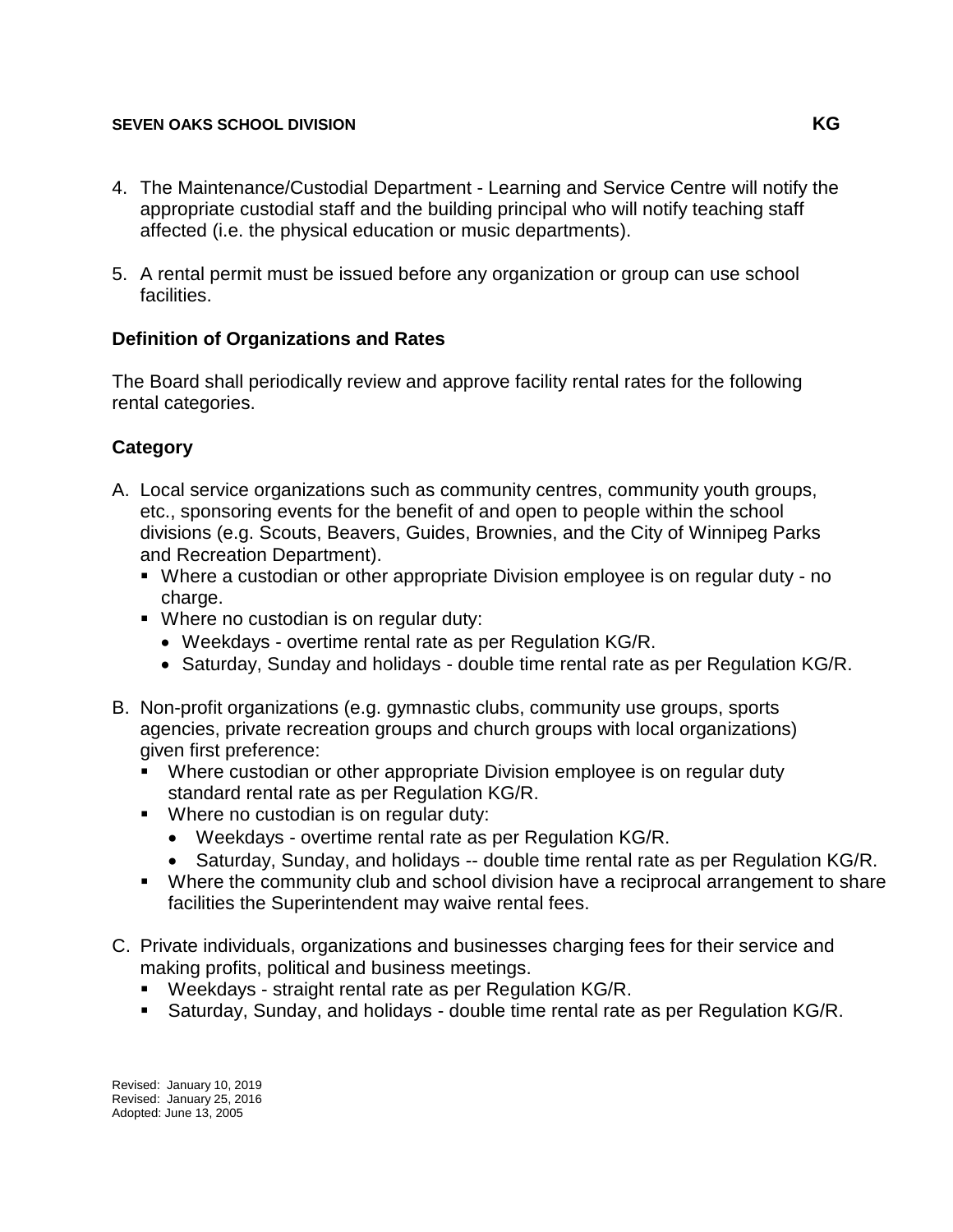4. The Maintenance/Custodial Department - Learning and Service Centre will notify the appropriate custodial staff and the building principal who will notify teaching staff affected (i.e. the physical education or music departments).

5. A rental permit must be issued before any organization or group can use school facilities.

**Definition of Organizations and Rates**

The Board shall periodically review and approve facility rental rates for the following rental categories.

**Category**

A. Local service organizations such as community centres, community youth groups, etc., sponsoring events for the benefit of and open to people within the school divisions (e.g. Scouts, Beavers, Guides, Brownies, and the City of Winnipeg Parks and Recreation Department).
   - Where a custodian or other appropriate Division employee is on regular duty - no charge.
   - Where no custodian is on regular duty:
     - Weekdays - overtime rental rate as per Regulation KG/R.
     - Saturday, Sunday and holidays - double time rental rate as per Regulation KG/R.

B. Non-profit organizations (e.g. gymnastic clubs, community use groups, sports agencies, private recreation groups and church groups with local organizations) given first preference:
   - Where custodian or other appropriate Division employee is on regular duty standard rental rate as per Regulation KG/R.
   - Where no custodian is on regular duty:
     - Weekdays - overtime rental rate as per Regulation KG/R.
     - Saturday, Sunday, and holidays -- double time rental rate as per Regulation KG/R.
   - Where the community club and school division have a reciprocal arrangement to share facilities the Superintendent may waive rental fees.

C. Private individuals, organizations and businesses charging fees for their service and making profits, political and business meetings.
   - Weekdays - straight rental rate as per Regulation KG/R.
   - Saturday, Sunday, and holidays - double time rental rate as per Regulation KG/R.

Revised: January 10, 2019
Revised: January 25, 2016
Adopted: June 13, 2005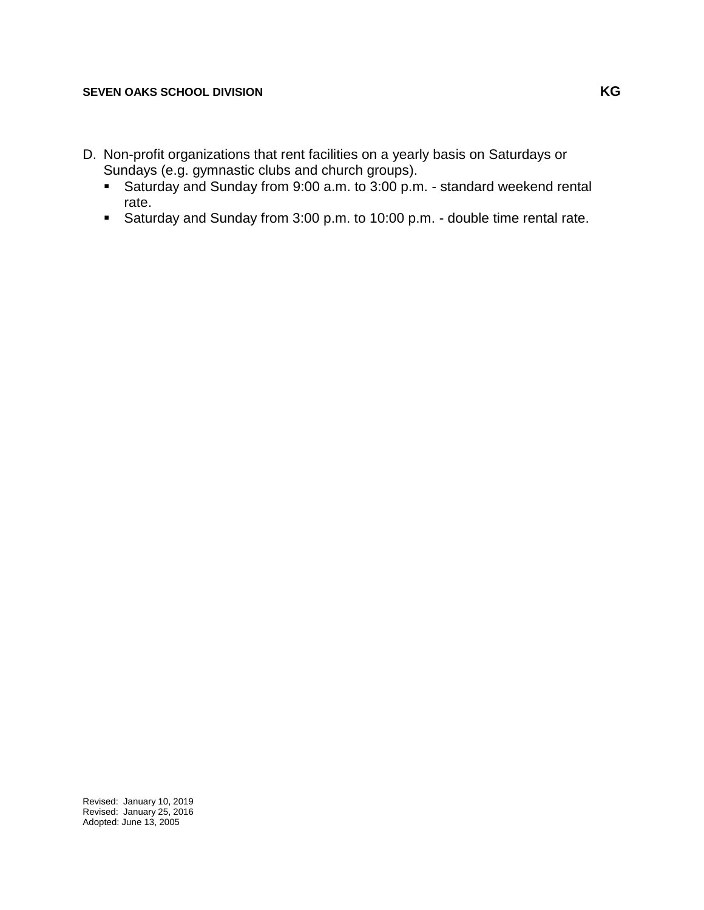D. Non-profit organizations that rent facilities on a yearly basis on Saturdays or Sundays (e.g. gymnastic clubs and church groups).
   - Saturday and Sunday from 9:00 a.m. to 3:00 p.m. - standard weekend rental rate.
   - Saturday and Sunday from 3:00 p.m. to 10:00 p.m. - double time rental rate.

Revised: January 10, 2019
Revised: January 25, 2016
Adopted: June 13, 2005